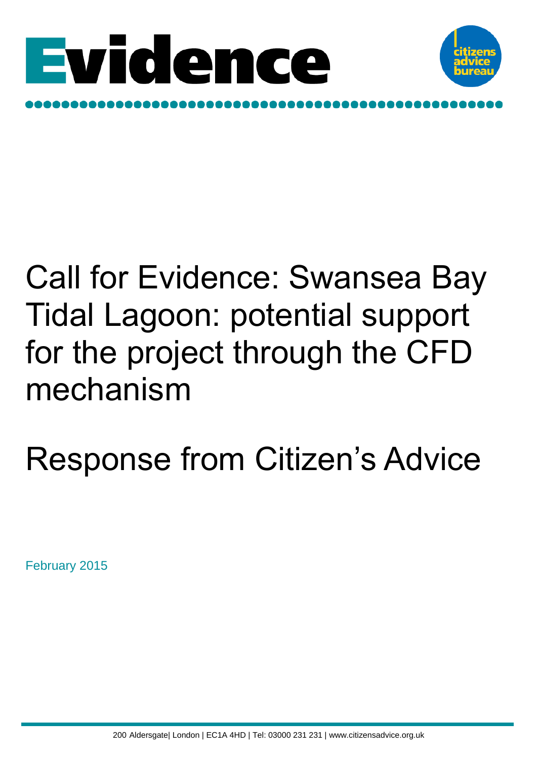# Evidence

citizens advice bureau

# Call for Evidence: Swansea Bay Tidal Lagoon: potential support for the project through the CFD mechanism

# Response from Citizen's Advice

February 2015

200 Aldersgate| London | EC1A 4HD | Tel: 03000 231 231 | www.citizensadvice.org.uk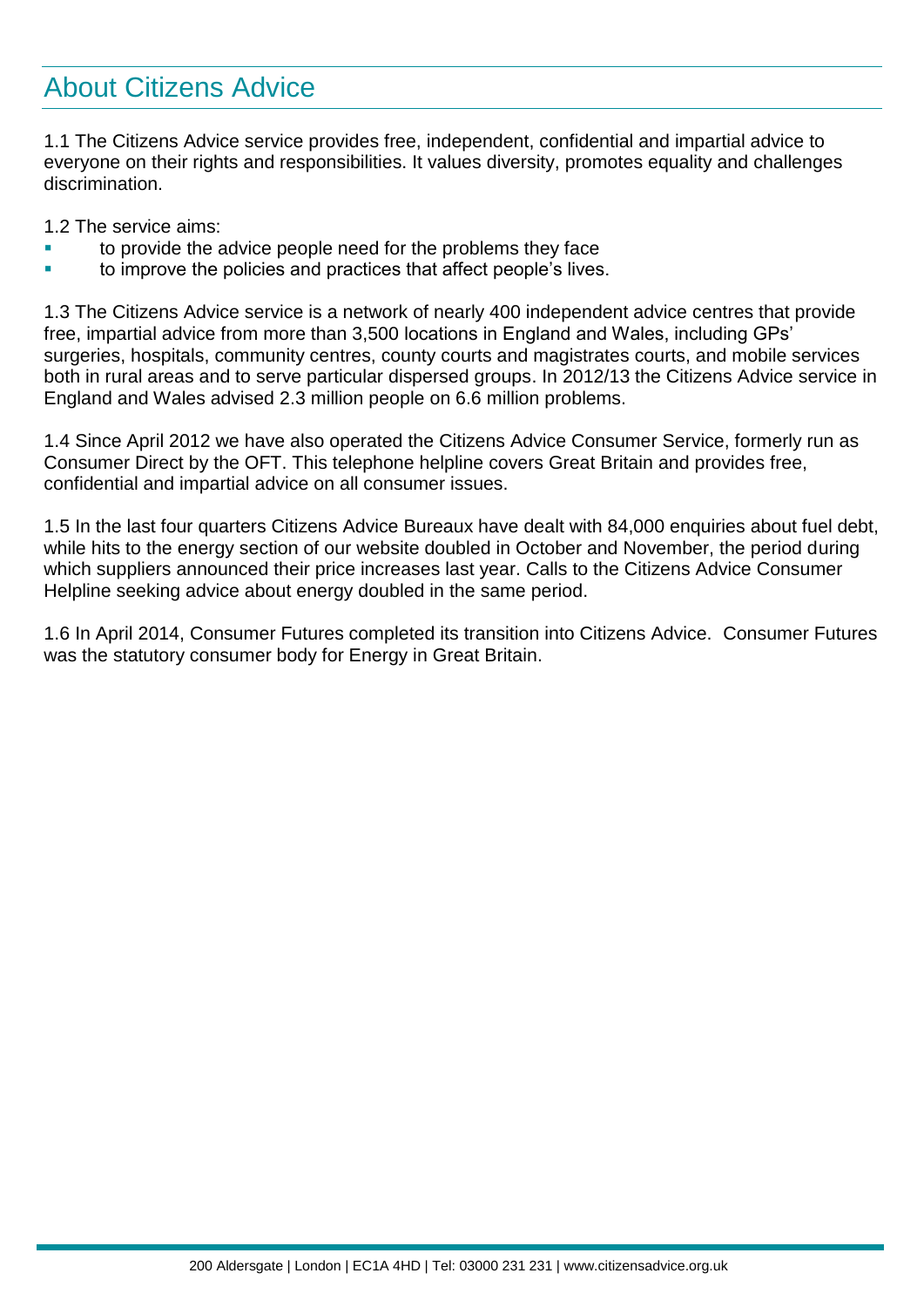## About Citizens Advice

1.1 The Citizens Advice service provides free, independent, confidential and impartial advice to everyone on their rights and responsibilities. It values diversity, promotes equality and challenges discrimination.

1.2 The service aims:

- to provide the advice people need for the problems they face
- to improve the policies and practices that affect people's lives.

1.3 The Citizens Advice service is a network of nearly 400 independent advice centres that provide free, impartial advice from more than 3,500 locations in England and Wales, including GPs' surgeries, hospitals, community centres, county courts and magistrates courts, and mobile services both in rural areas and to serve particular dispersed groups. In 2012/13 the Citizens Advice service in England and Wales advised 2.3 million people on 6.6 million problems.

1.4 Since April 2012 we have also operated the Citizens Advice Consumer Service, formerly run as Consumer Direct by the OFT. This telephone helpline covers Great Britain and provides free, confidential and impartial advice on all consumer issues.

1.5 In the last four quarters Citizens Advice Bureaux have dealt with 84,000 enquiries about fuel debt, while hits to the energy section of our website doubled in October and November, the period during which suppliers announced their price increases last year. Calls to the Citizens Advice Consumer Helpline seeking advice about energy doubled in the same period.

1.6 In April 2014, Consumer Futures completed its transition into Citizens Advice. Consumer Futures was the statutory consumer body for Energy in Great Britain.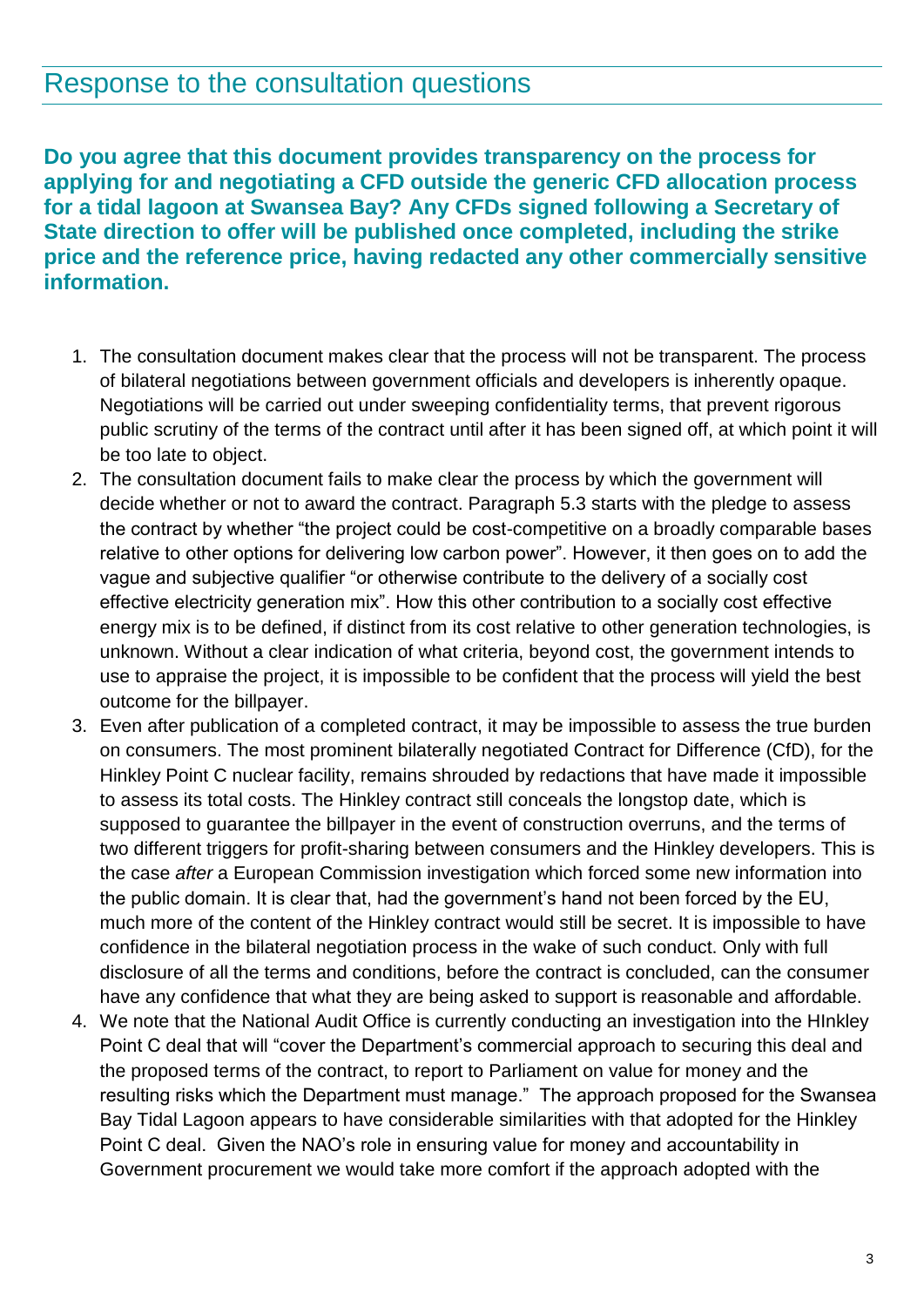## Response to the consultation questions

**Do you agree that this document provides transparency on the process for applying for and negotiating a CFD outside the generic CFD allocation process for a tidal lagoon at Swansea Bay? Any CFDs signed following a Secretary of State direction to offer will be published once completed, including the strike price and the reference price, having redacted any other commercially sensitive information.**

1. The consultation document makes clear that the process will not be transparent. The process of bilateral negotiations between government officials and developers is inherently opaque. Negotiations will be carried out under sweeping confidentiality terms, that prevent rigorous public scrutiny of the terms of the contract until after it has been signed off, at which point it will be too late to object.
2. The consultation document fails to make clear the process by which the government will decide whether or not to award the contract. Paragraph 5.3 starts with the pledge to assess the contract by whether "the project could be cost-competitive on a broadly comparable bases relative to other options for delivering low carbon power". However, it then goes on to add the vague and subjective qualifier "or otherwise contribute to the delivery of a socially cost effective electricity generation mix". How this other contribution to a socially cost effective energy mix is to be defined, if distinct from its cost relative to other generation technologies, is unknown. Without a clear indication of what criteria, beyond cost, the government intends to use to appraise the project, it is impossible to be confident that the process will yield the best outcome for the billpayer.
3. Even after publication of a completed contract, it may be impossible to assess the true burden on consumers. The most prominent bilaterally negotiated Contract for Difference (CfD), for the Hinkley Point C nuclear facility, remains shrouded by redactions that have made it impossible to assess its total costs. The Hinkley contract still conceals the longstop date, which is supposed to guarantee the billpayer in the event of construction overruns, and the terms of two different triggers for profit-sharing between consumers and the Hinkley developers. This is the case *after* a European Commission investigation which forced some new information into the public domain. It is clear that, had the government's hand not been forced by the EU, much more of the content of the Hinkley contract would still be secret. It is impossible to have confidence in the bilateral negotiation process in the wake of such conduct. Only with full disclosure of all the terms and conditions, before the contract is concluded, can the consumer have any confidence that what they are being asked to support is reasonable and affordable.
4. We note that the National Audit Office is currently conducting an investigation into the HInkley Point C deal that will "cover the Department's commercial approach to securing this deal and the proposed terms of the contract, to report to Parliament on value for money and the resulting risks which the Department must manage." The approach proposed for the Swansea Bay Tidal Lagoon appears to have considerable similarities with that adopted for the Hinkley Point C deal. Given the NAO's role in ensuring value for money and accountability in Government procurement we would take more comfort if the approach adopted with the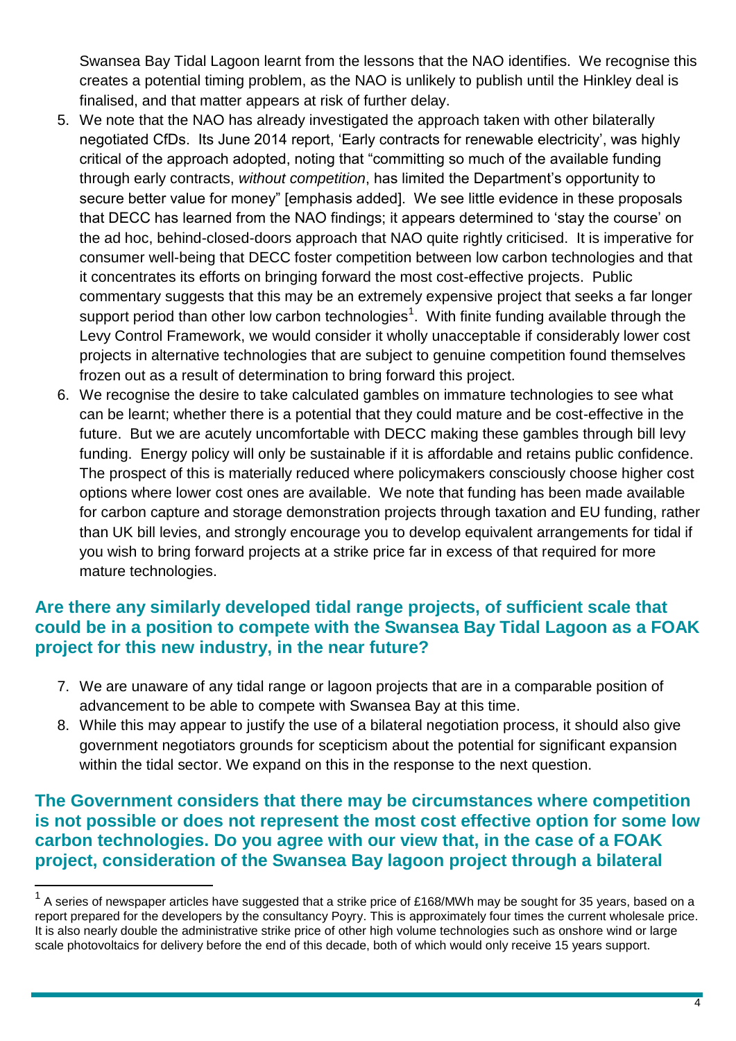Swansea Bay Tidal Lagoon learnt from the lessons that the NAO identifies. We recognise this creates a potential timing problem, as the NAO is unlikely to publish until the Hinkley deal is finalised, and that matter appears at risk of further delay.

5. We note that the NAO has already investigated the approach taken with other bilaterally negotiated CfDs. Its June 2014 report, 'Early contracts for renewable electricity', was highly critical of the approach adopted, noting that "committing so much of the available funding through early contracts, *without competition*, has limited the Department's opportunity to secure better value for money" [emphasis added]. We see little evidence in these proposals that DECC has learned from the NAO findings; it appears determined to 'stay the course' on the ad hoc, behind-closed-doors approach that NAO quite rightly criticised. It is imperative for consumer well-being that DECC foster competition between low carbon technologies and that it concentrates its efforts on bringing forward the most cost-effective projects. Public commentary suggests that this may be an extremely expensive project that seeks a far longer support period than other low carbon technologies[1]. With finite funding available through the Levy Control Framework, we would consider it wholly unacceptable if considerably lower cost projects in alternative technologies that are subject to genuine competition found themselves frozen out as a result of determination to bring forward this project.
6. We recognise the desire to take calculated gambles on immature technologies to see what can be learnt; whether there is a potential that they could mature and be cost-effective in the future. But we are acutely uncomfortable with DECC making these gambles through bill levy funding. Energy policy will only be sustainable if it is affordable and retains public confidence. The prospect of this is materially reduced where policymakers consciously choose higher cost options where lower cost ones are available. We note that funding has been made available for carbon capture and storage demonstration projects through taxation and EU funding, rather than UK bill levies, and strongly encourage you to develop equivalent arrangements for tidal if you wish to bring forward projects at a strike price far in excess of that required for more mature technologies.

## Are there any similarly developed tidal range projects, of sufficient scale that could be in a position to compete with the Swansea Bay Tidal Lagoon as a FOAK project for this new industry, in the near future?

7. We are unaware of any tidal range or lagoon projects that are in a comparable position of advancement to be able to compete with Swansea Bay at this time.
8. While this may appear to justify the use of a bilateral negotiation process, it should also give government negotiators grounds for scepticism about the potential for significant expansion within the tidal sector. We expand on this in the response to the next question.

## The Government considers that there may be circumstances where competition is not possible or does not represent the most cost effective option for some low carbon technologies. Do you agree with our view that, in the case of a FOAK project, consideration of the Swansea Bay lagoon project through a bilateral

[1] A series of newspaper articles have suggested that a strike price of £168/MWh may be sought for 35 years, based on a report prepared for the developers by the consultancy Poyry. This is approximately four times the current wholesale price. It is also nearly double the administrative strike price of other high volume technologies such as onshore wind or large scale photovoltaics for delivery before the end of this decade, both of which would only receive 15 years support.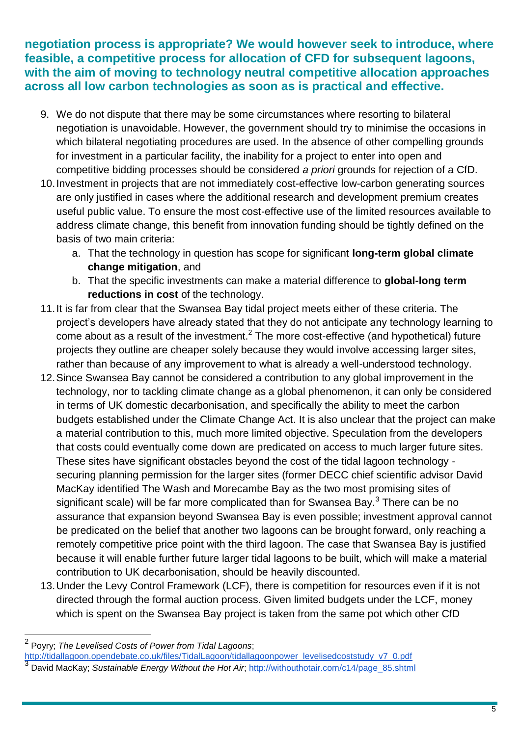**negotiation process is appropriate? We would however seek to introduce, where feasible, a competitive process for allocation of CFD for subsequent lagoons, with the aim of moving to technology neutral competitive allocation approaches across all low carbon technologies as soon as is practical and effective.**

9. We do not dispute that there may be some circumstances where resorting to bilateral negotiation is unavoidable. However, the government should try to minimise the occasions in which bilateral negotiating procedures are used. In the absence of other compelling grounds for investment in a particular facility, the inability for a project to enter into open and competitive bidding processes should be considered *a priori* grounds for rejection of a CfD.
10. Investment in projects that are not immediately cost-effective low-carbon generating sources are only justified in cases where the additional research and development premium creates useful public value. To ensure the most cost-effective use of the limited resources available to address climate change, this benefit from innovation funding should be tightly defined on the basis of two main criteria:
    a. That the technology in question has scope for significant **long-term global climate change mitigation**, and
    b. That the specific investments can make a material difference to **global-long term reductions in cost** of the technology.
11. It is far from clear that the Swansea Bay tidal project meets either of these criteria. The project's developers have already stated that they do not anticipate any technology learning to come about as a result of the investment.[2] The more cost-effective (and hypothetical) future projects they outline are cheaper solely because they would involve accessing larger sites, rather than because of any improvement to what is already a well-understood technology.
12. Since Swansea Bay cannot be considered a contribution to any global improvement in the technology, nor to tackling climate change as a global phenomenon, it can only be considered in terms of UK domestic decarbonisation, and specifically the ability to meet the carbon budgets established under the Climate Change Act. It is also unclear that the project can make a material contribution to this, much more limited objective. Speculation from the developers that costs could eventually come down are predicated on access to much larger future sites. These sites have significant obstacles beyond the cost of the tidal lagoon technology - securing planning permission for the larger sites (former DECC chief scientific advisor David MacKay identified The Wash and Morecambe Bay as the two most promising sites of significant scale) will be far more complicated than for Swansea Bay.[3] There can be no assurance that expansion beyond Swansea Bay is even possible; investment approval cannot be predicated on the belief that another two lagoons can be brought forward, only reaching a remotely competitive price point with the third lagoon. The case that Swansea Bay is justified because it will enable further future larger tidal lagoons to be built, which will make a material contribution to UK decarbonisation, should be heavily discounted.
13. Under the Levy Control Framework (LCF), there is competition for resources even if it is not directed through the formal auction process. Given limited budgets under the LCF, money which is spent on the Swansea Bay project is taken from the same pot which other CfD

---

[2] Poyry; *The Levelised Costs of Power from Tidal Lagoons*; http://tidallagoon.opendebate.co.uk/files/TidalLagoon/tidallagoonpower_levelisedcoststudy_v7_0.pdf

[3] David MacKay; *Sustainable Energy Without the Hot Air*; http://withouthotair.com/c14/page_85.shtml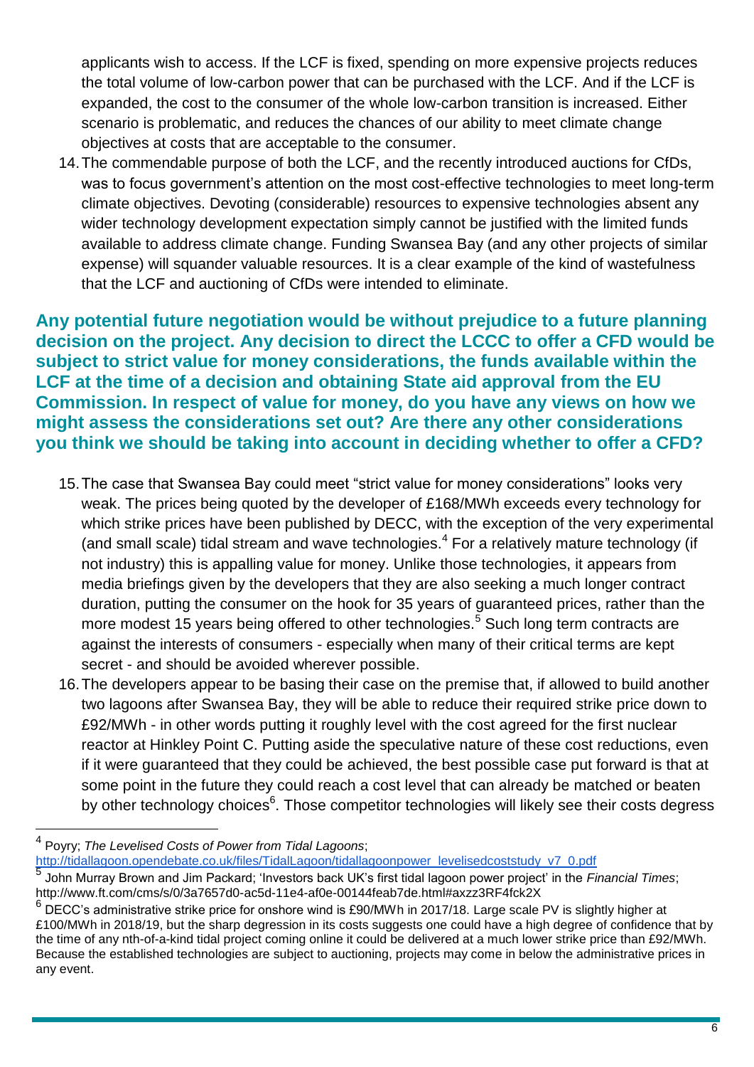applicants wish to access. If the LCF is fixed, spending on more expensive projects reduces the total volume of low-carbon power that can be purchased with the LCF. And if the LCF is expanded, the cost to the consumer of the whole low-carbon transition is increased. Either scenario is problematic, and reduces the chances of our ability to meet climate change objectives at costs that are acceptable to the consumer.

14. The commendable purpose of both the LCF, and the recently introduced auctions for CfDs, was to focus government's attention on the most cost-effective technologies to meet long-term climate objectives. Devoting (considerable) resources to expensive technologies absent any wider technology development expectation simply cannot be justified with the limited funds available to address climate change. Funding Swansea Bay (and any other projects of similar expense) will squander valuable resources. It is a clear example of the kind of wastefulness that the LCF and auctioning of CfDs were intended to eliminate.

**Any potential future negotiation would be without prejudice to a future planning decision on the project. Any decision to direct the LCCC to offer a CFD would be subject to strict value for money considerations, the funds available within the LCF at the time of a decision and obtaining State aid approval from the EU Commission. In respect of value for money, do you have any views on how we might assess the considerations set out? Are there any other considerations you think we should be taking into account in deciding whether to offer a CFD?**

15. The case that Swansea Bay could meet "strict value for money considerations" looks very weak. The prices being quoted by the developer of £168/MWh exceeds every technology for which strike prices have been published by DECC, with the exception of the very experimental (and small scale) tidal stream and wave technologies.[4] For a relatively mature technology (if not industry) this is appalling value for money. Unlike those technologies, it appears from media briefings given by the developers that they are also seeking a much longer contract duration, putting the consumer on the hook for 35 years of guaranteed prices, rather than the more modest 15 years being offered to other technologies.[5] Such long term contracts are against the interests of consumers - especially when many of their critical terms are kept secret - and should be avoided wherever possible.

16. The developers appear to be basing their case on the premise that, if allowed to build another two lagoons after Swansea Bay, they will be able to reduce their required strike price down to £92/MWh - in other words putting it roughly level with the cost agreed for the first nuclear reactor at Hinkley Point C. Putting aside the speculative nature of these cost reductions, even if it were guaranteed that they could be achieved, the best possible case put forward is that at some point in the future they could reach a cost level that can already be matched or beaten by other technology choices[6]. Those competitor technologies will likely see their costs degress

[4] Poyry; *The Levelised Costs of Power from Tidal Lagoons*; http://tidallagoon.opendebate.co.uk/files/TidalLagoon/tidallagoonpower_levelisedcoststudy_v7_0.pdf

[5] John Murray Brown and Jim Packard; 'Investors back UK's first tidal lagoon power project' in the *Financial Times*; http://www.ft.com/cms/s/0/3a7657d0-ac5d-11e4-af0e-00144feab7de.html#axzz3RF4fck2X

[6] DECC's administrative strike price for onshore wind is £90/MWh in 2017/18. Large scale PV is slightly higher at £100/MWh in 2018/19, but the sharp degression in its costs suggests one could have a high degree of confidence that by the time of any nth-of-a-kind tidal project coming online it could be delivered at a much lower strike price than £92/MWh. Because the established technologies are subject to auctioning, projects may come in below the administrative prices in any event.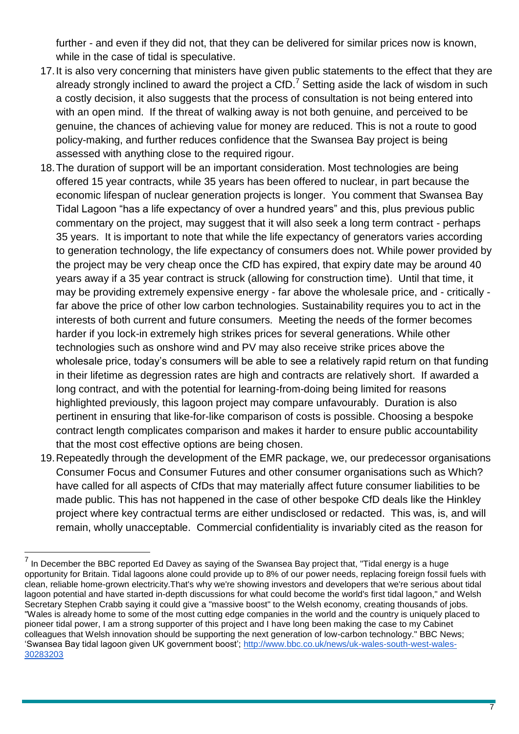further - and even if they did not, that they can be delivered for similar prices now is known, while in the case of tidal is speculative.

17. It is also very concerning that ministers have given public statements to the effect that they are already strongly inclined to award the project a CfD.[7] Setting aside the lack of wisdom in such a costly decision, it also suggests that the process of consultation is not being entered into with an open mind. If the threat of walking away is not both genuine, and perceived to be genuine, the chances of achieving value for money are reduced. This is not a route to good policy-making, and further reduces confidence that the Swansea Bay project is being assessed with anything close to the required rigour.

18. The duration of support will be an important consideration. Most technologies are being offered 15 year contracts, while 35 years has been offered to nuclear, in part because the economic lifespan of nuclear generation projects is longer. You comment that Swansea Bay Tidal Lagoon "has a life expectancy of over a hundred years" and this, plus previous public commentary on the project, may suggest that it will also seek a long term contract - perhaps 35 years. It is important to note that while the life expectancy of generators varies according to generation technology, the life expectancy of consumers does not. While power provided by the project may be very cheap once the CfD has expired, that expiry date may be around 40 years away if a 35 year contract is struck (allowing for construction time). Until that time, it may be providing extremely expensive energy - far above the wholesale price, and - critically - far above the price of other low carbon technologies. Sustainability requires you to act in the interests of both current and future consumers. Meeting the needs of the former becomes harder if you lock-in extremely high strikes prices for several generations. While other technologies such as onshore wind and PV may also receive strike prices above the wholesale price, today's consumers will be able to see a relatively rapid return on that funding in their lifetime as degression rates are high and contracts are relatively short. If awarded a long contract, and with the potential for learning-from-doing being limited for reasons highlighted previously, this lagoon project may compare unfavourably. Duration is also pertinent in ensuring that like-for-like comparison of costs is possible. Choosing a bespoke contract length complicates comparison and makes it harder to ensure public accountability that the most cost effective options are being chosen.

19. Repeatedly through the development of the EMR package, we, our predecessor organisations Consumer Focus and Consumer Futures and other consumer organisations such as Which? have called for all aspects of CfDs that may materially affect future consumer liabilities to be made public. This has not happened in the case of other bespoke CfD deals like the Hinkley project where key contractual terms are either undisclosed or redacted. This was, is, and will remain, wholly unacceptable. Commercial confidentiality is invariably cited as the reason for

---

[7] In December the BBC reported Ed Davey as saying of the Swansea Bay project that, "Tidal energy is a huge opportunity for Britain. Tidal lagoons alone could provide up to 8% of our power needs, replacing foreign fossil fuels with clean, reliable home-grown electricity.That's why we're showing investors and developers that we're serious about tidal lagoon potential and have started in-depth discussions for what could become the world's first tidal lagoon," and Welsh Secretary Stephen Crabb saying it could give a "massive boost" to the Welsh economy, creating thousands of jobs. "Wales is already home to some of the most cutting edge companies in the world and the country is uniquely placed to pioneer tidal power, I am a strong supporter of this project and I have long been making the case to my Cabinet colleagues that Welsh innovation should be supporting the next generation of low-carbon technology." BBC News; 'Swansea Bay tidal lagoon given UK government boost'; http://www.bbc.co.uk/news/uk-wales-south-west-wales-30283203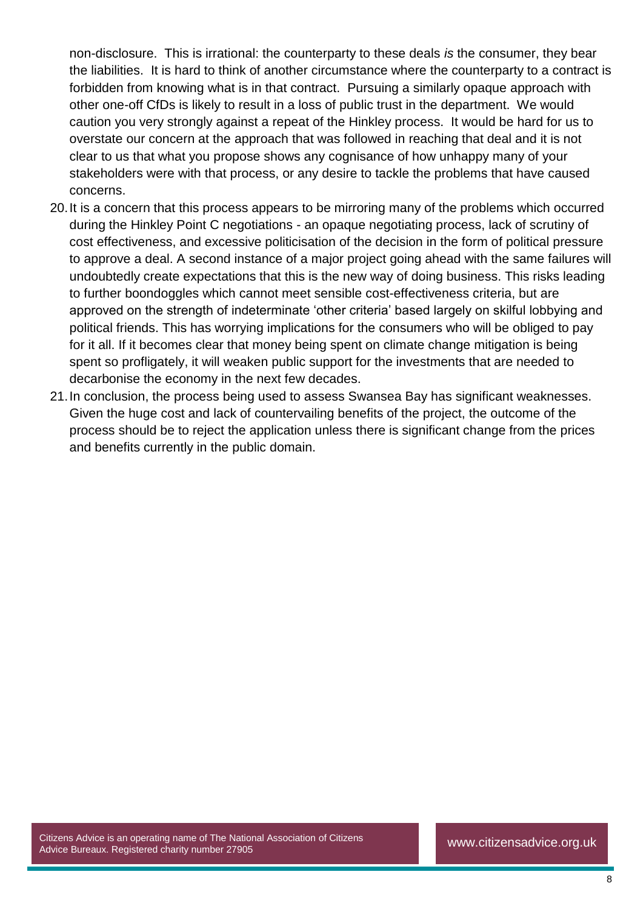non-disclosure. This is irrational: the counterparty to these deals *is* the consumer, they bear the liabilities. It is hard to think of another circumstance where the counterparty to a contract is forbidden from knowing what is in that contract. Pursuing a similarly opaque approach with other one-off CfDs is likely to result in a loss of public trust in the department. We would caution you very strongly against a repeat of the Hinkley process. It would be hard for us to overstate our concern at the approach that was followed in reaching that deal and it is not clear to us that what you propose shows any cognisance of how unhappy many of your stakeholders were with that process, or any desire to tackle the problems that have caused concerns.

20. It is a concern that this process appears to be mirroring many of the problems which occurred during the Hinkley Point C negotiations - an opaque negotiating process, lack of scrutiny of cost effectiveness, and excessive politicisation of the decision in the form of political pressure to approve a deal. A second instance of a major project going ahead with the same failures will undoubtedly create expectations that this is the new way of doing business. This risks leading to further boondoggles which cannot meet sensible cost-effectiveness criteria, but are approved on the strength of indeterminate 'other criteria' based largely on skilful lobbying and political friends. This has worrying implications for the consumers who will be obliged to pay for it all. If it becomes clear that money being spent on climate change mitigation is being spent so profligately, it will weaken public support for the investments that are needed to decarbonise the economy in the next few decades.

21. In conclusion, the process being used to assess Swansea Bay has significant weaknesses. Given the huge cost and lack of countervailing benefits of the project, the outcome of the process should be to reject the application unless there is significant change from the prices and benefits currently in the public domain.